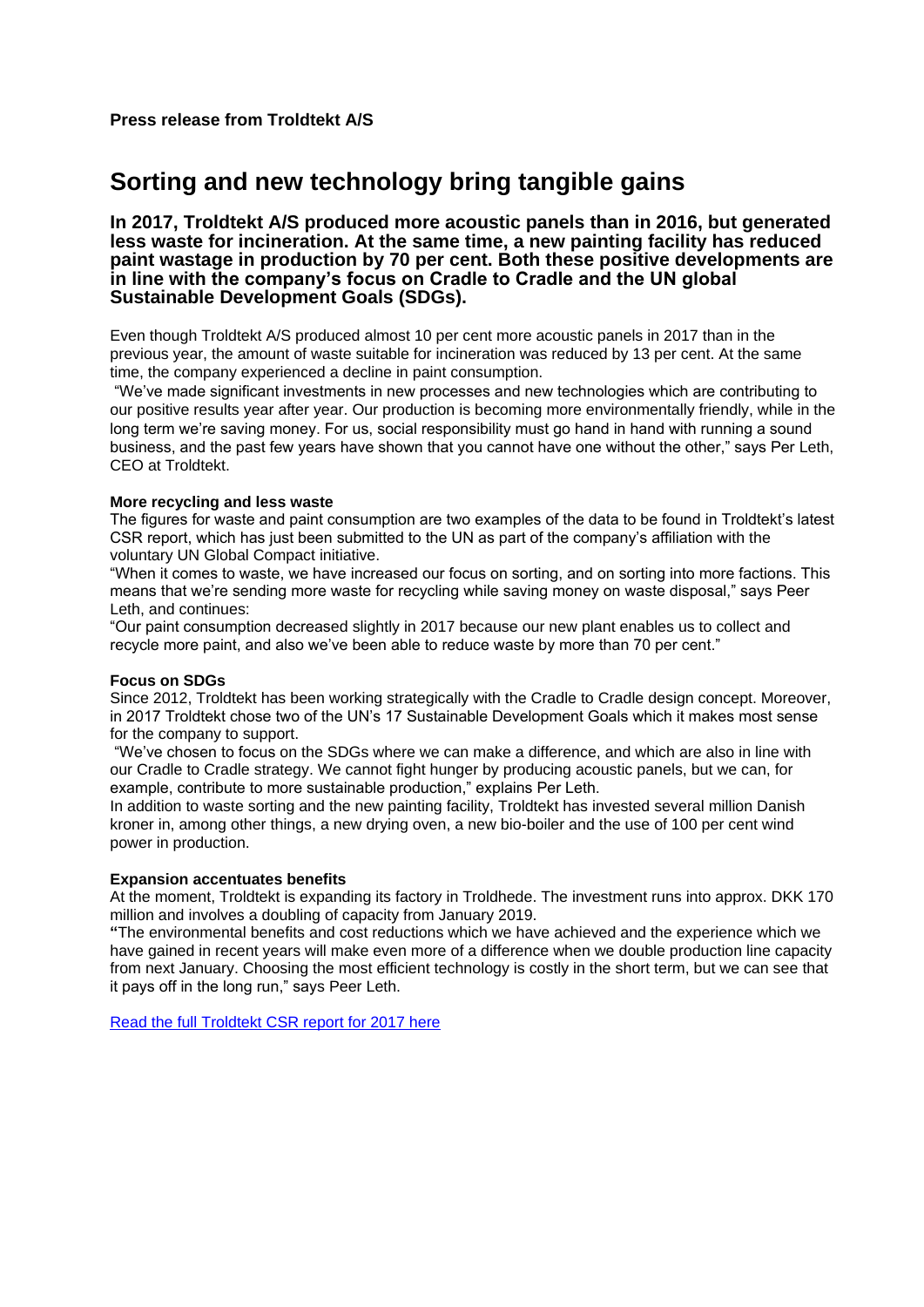**Press release from Troldtekt A/S**

# Sorting and new technology bring tangible gains

## In 2017, Troldtekt A/S produced more acoustic panels than in 2016, but generated less waste for incineration. At the same time, a new painting facility has reduced paint wastage in production by 70 per cent. Both these positive developments are in line with the company's focus on Cradle to Cradle and the UN global Sustainable Development Goals (SDGs).

Even though Troldtekt A/S produced almost 10 per cent more acoustic panels in 2017 than in the previous year, the amount of waste suitable for incineration was reduced by 13 per cent. At the same time, the company experienced a decline in paint consumption.

"We've made significant investments in new processes and new technologies which are contributing to our positive results year after year. Our production is becoming more environmentally friendly, while in the long term we're saving money. For us, social responsibility must go hand in hand with running a sound business, and the past few years have shown that you cannot have one without the other," says Per Leth, CEO at Troldtekt.

**More recycling and less waste**

The figures for waste and paint consumption are two examples of the data to be found in Troldtekt's latest CSR report, which has just been submitted to the UN as part of the company's affiliation with the voluntary UN Global Compact initiative.

"When it comes to waste, we have increased our focus on sorting, and on sorting into more factions. This means that we're sending more waste for recycling while saving money on waste disposal," says Peer Leth, and continues:

"Our paint consumption decreased slightly in 2017 because our new plant enables us to collect and recycle more paint, and also we've been able to reduce waste by more than 70 per cent."

**Focus on SDGs**

Since 2012, Troldtekt has been working strategically with the Cradle to Cradle design concept. Moreover, in 2017 Troldtekt chose two of the UN's 17 Sustainable Development Goals which it makes most sense for the company to support.

"We've chosen to focus on the SDGs where we can make a difference, and which are also in line with our Cradle to Cradle strategy. We cannot fight hunger by producing acoustic panels, but we can, for example, contribute to more sustainable production," explains Per Leth.

In addition to waste sorting and the new painting facility, Troldtekt has invested several million Danish kroner in, among other things, a new drying oven, a new bio-boiler and the use of 100 per cent wind power in production.

**Expansion accentuates benefits**

At the moment, Troldtekt is expanding its factory in Troldhede. The investment runs into approx. DKK 170 million and involves a doubling of capacity from January 2019.

"The environmental benefits and cost reductions which we have achieved and the experience which we have gained in recent years will make even more of a difference when we double production line capacity from next January. Choosing the most efficient technology is costly in the short term, but we can see that it pays off in the long run," says Peer Leth.

Read the full Troldtekt CSR report for 2017 here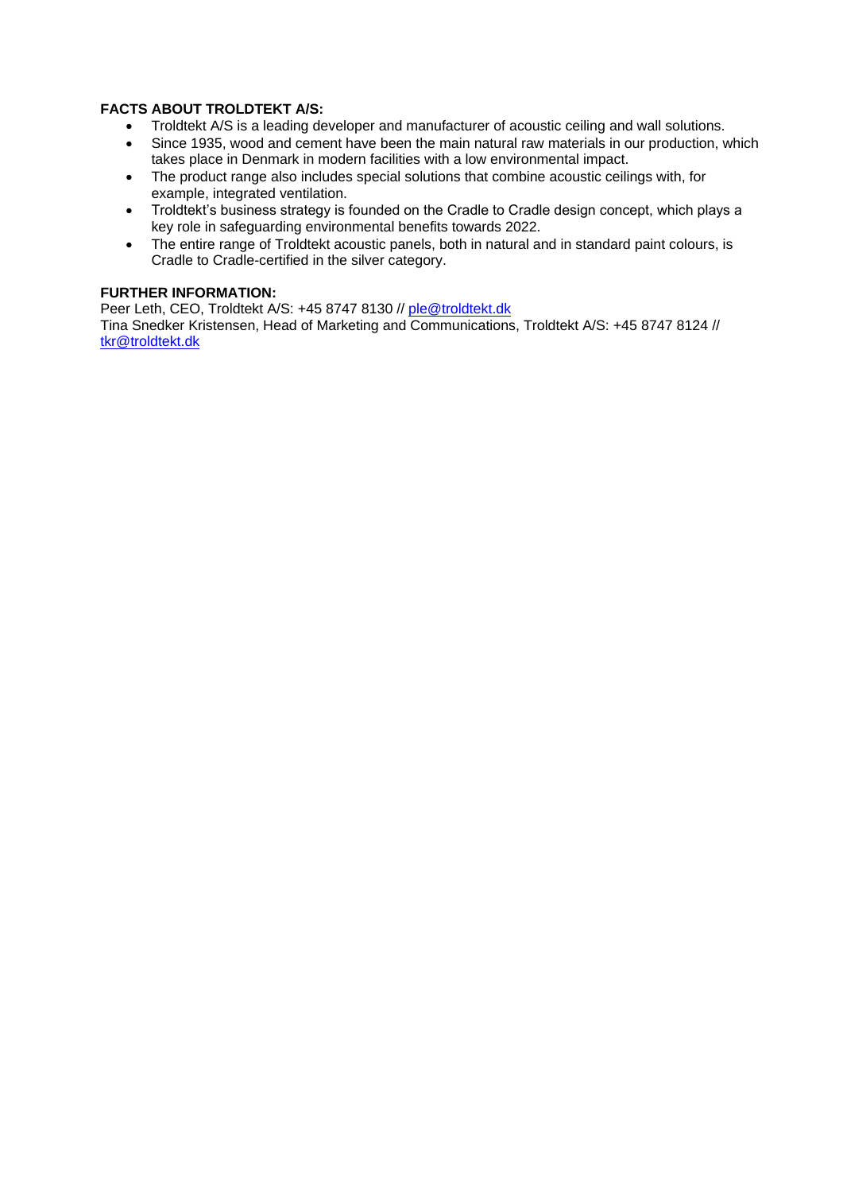**FACTS ABOUT TROLDTEKT A/S:**

- Troldtekt A/S is a leading developer and manufacturer of acoustic ceiling and wall solutions.
- Since 1935, wood and cement have been the main natural raw materials in our production, which takes place in Denmark in modern facilities with a low environmental impact.
- The product range also includes special solutions that combine acoustic ceilings with, for example, integrated ventilation.
- Troldtekt's business strategy is founded on the Cradle to Cradle design concept, which plays a key role in safeguarding environmental benefits towards 2022.
- The entire range of Troldtekt acoustic panels, both in natural and in standard paint colours, is Cradle to Cradle-certified in the silver category.

**FURTHER INFORMATION:**

Peer Leth, CEO, Troldtekt A/S: +45 8747 8130 // ple@troldtekt.dk
Tina Snedker Kristensen, Head of Marketing and Communications, Troldtekt A/S: +45 8747 8124 // tkr@troldtekt.dk